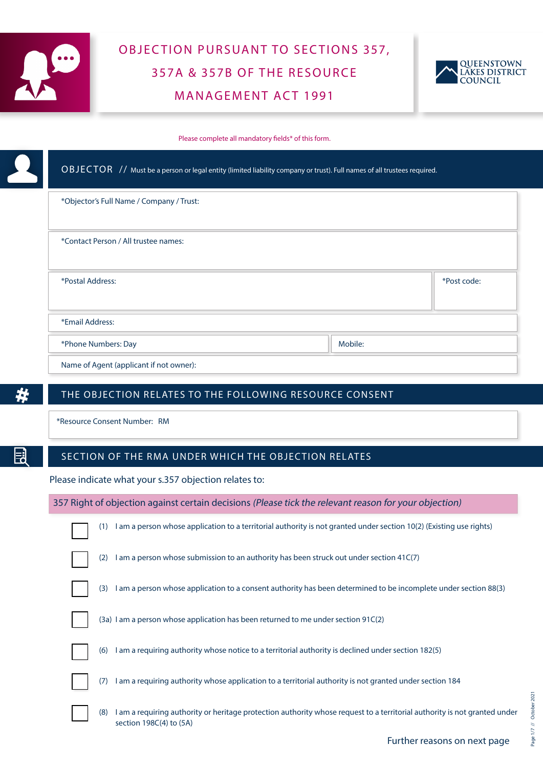# OBJECTION PURSUANT TO SECTIONS 357, 357A & 357B OF THE RESOURCE MANAGEMENT ACT 1991

QUEENSTOWN LAKES DISTRICT COUNCIL

Please complete all mandatory fields* of this form.

## OBJECTOR // Must be a person or legal entity (limited liability company or trust). Full names of all trustees required.

*Objector's Full Name / Company / Trust:

*Contact Person / All trustee names:

*Postal Address:

*Post code:

*Email Address:

*Phone Numbers: Day

Mobile:

Name of Agent (applicant if not owner):

## THE OBJECTION RELATES TO THE FOLLOWING RESOURCE CONSENT

*Resource Consent Number: RM

## SECTION OF THE RMA UNDER WHICH THE OBJECTION RELATES

Please indicate what your s.357 objection relates to:

**357 Right of objection against certain decisions** *(Please tick the relevant reason for your objection)*

- [ ] (1) I am a person whose application to a territorial authority is not granted under section 10(2) (Existing use rights)
- [ ] (2) I am a person whose submission to an authority has been struck out under section 41C(7)
- [ ] (3) I am a person whose application to a consent authority has been determined to be incomplete under section 88(3)
- [ ] (3a) I am a person whose application has been returned to me under section 91C(2)
- [ ] (6) I am a requiring authority whose notice to a territorial authority is declined under section 182(5)
- [ ] (7) I am a requiring authority whose application to a territorial authority is not granted under section 184
- [ ] (8) I am a requiring authority or heritage protection authority whose request to a territorial authority is not granted under section 198C(4) to (5A)

Further reasons on next page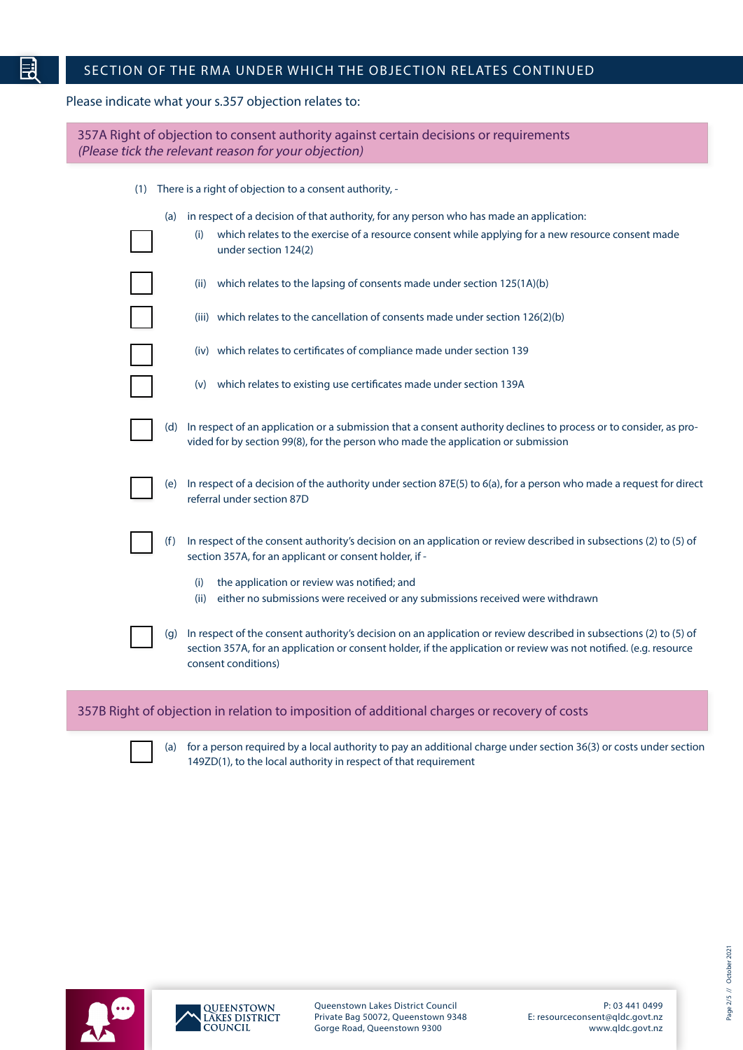## SECTION OF THE RMA UNDER WHICH THE OBJECTION RELATES CONTINUED

Please indicate what your s.357 objection relates to:

### 357A Right of objection to consent authority against certain decisions or requirements
*(Please tick the relevant reason for your objection)*

(1) There is a right of objection to a consent authority, -

(a) in respect of a decision of that authority, for any person who has made an application:

- ☐ (i) which relates to the exercise of a resource consent while applying for a new resource consent made under section 124(2)
- ☐ (ii) which relates to the lapsing of consents made under section 125(1A)(b)
- ☐ (iii) which relates to the cancellation of consents made under section 126(2)(b)
- ☐ (iv) which relates to certificates of compliance made under section 139
- ☐ (v) which relates to existing use certificates made under section 139A

☐ (d) In respect of an application or a submission that a consent authority declines to process or to consider, as provided for by section 99(8), for the person who made the application or submission

☐ (e) In respect of a decision of the authority under section 87E(5) to 6(a), for a person who made a request for direct referral under section 87D

☐ (f) In respect of the consent authority's decision on an application or review described in subsections (2) to (5) of section 357A, for an applicant or consent holder, if -

- (i) the application or review was notified; and
- (ii) either no submissions were received or any submissions received were withdrawn

☐ (g) In respect of the consent authority's decision on an application or review described in subsections (2) to (5) of section 357A, for an application or consent holder, if the application or review was not notified. (e.g. resource consent conditions)

### 357B Right of objection in relation to imposition of additional charges or recovery of costs

☐ (a) for a person required by a local authority to pay an additional charge under section 36(3) or costs under section 149ZD(1), to the local authority in respect of that requirement

Queenstown Lakes District Council
Private Bag 50072, Queenstown 9348
Gorge Road, Queenstown 9300

P: 03 441 0499
E: resourceconsent@qldc.govt.nz
www.qldc.govt.nz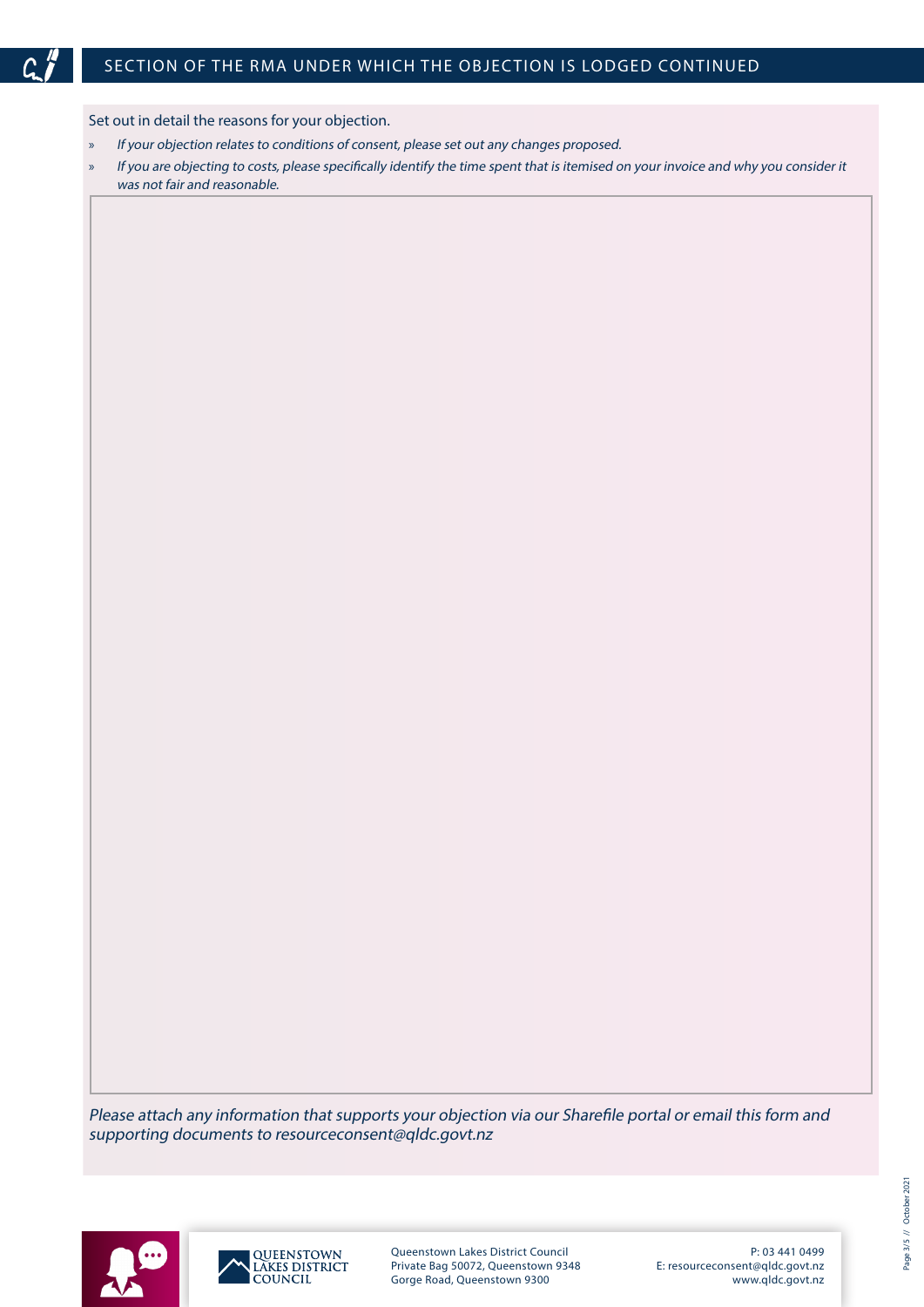## SECTION OF THE RMA UNDER WHICH THE OBJECTION IS LODGED CONTINUED

Set out in detail the reasons for your objection.

- *If your objection relates to conditions of consent, please set out any changes proposed.*
- *If you are objecting to costs, please specifically identify the time spent that is itemised on your invoice and why you consider it was not fair and reasonable.*

*Please attach any information that supports your objection via our Sharefile portal or email this form and supporting documents to resourceconsent@qldc.govt.nz*

QUEENSTOWN LAKES DISTRICT COUNCIL

Queenstown Lakes District Council
Private Bag 50072, Queenstown 9348
Gorge Road, Queenstown 9300

P: 03 441 0499
E: resourceconsent@qldc.govt.nz
www.qldc.govt.nz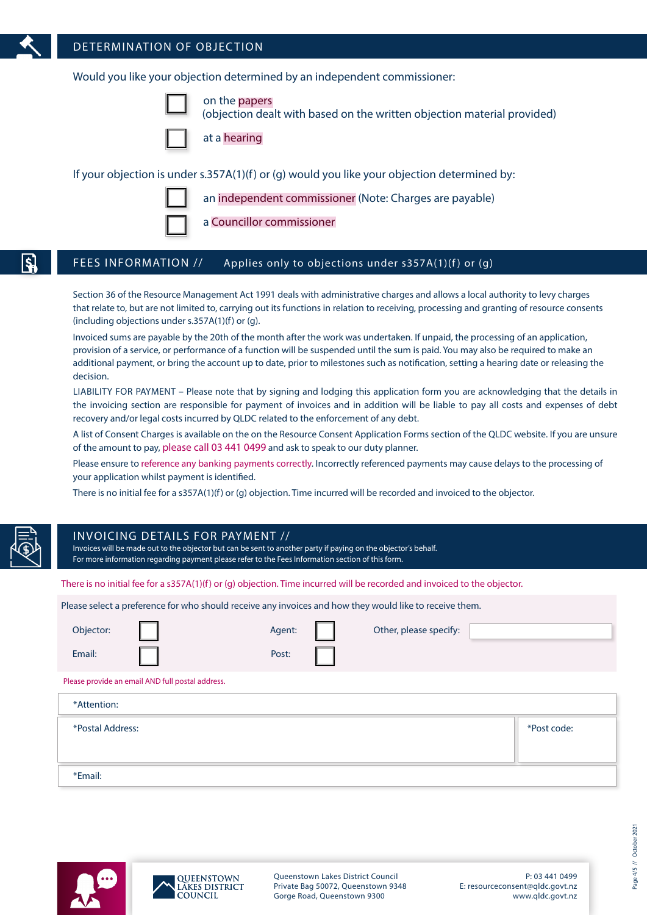## DETERMINATION OF OBJECTION

Would you like your objection determined by an independent commissioner:

- [ ] on the papers (objection dealt with based on the written objection material provided)
- [ ] at a hearing

If your objection is under s.357A(1)(f) or (g) would you like your objection determined by:

- [ ] an independent commissioner (Note: Charges are payable)
- [ ] a Councillor commissioner

## FEES INFORMATION // Applies only to objections under s357A(1)(f) or (g)

Section 36 of the Resource Management Act 1991 deals with administrative charges and allows a local authority to levy charges that relate to, but are not limited to, carrying out its functions in relation to receiving, processing and granting of resource consents (including objections under s.357A(1)(f) or (g).

Invoiced sums are payable by the 20th of the month after the work was undertaken. If unpaid, the processing of an application, provision of a service, or performance of a function will be suspended until the sum is paid. You may also be required to make an additional payment, or bring the account up to date, prior to milestones such as notification, setting a hearing date or releasing the decision.

LIABILITY FOR PAYMENT – Please note that by signing and lodging this application form you are acknowledging that the details in the invoicing section are responsible for payment of invoices and in addition will be liable to pay all costs and expenses of debt recovery and/or legal costs incurred by QLDC related to the enforcement of any debt.

A list of Consent Charges is available on the on the Resource Consent Application Forms section of the QLDC website. If you are unsure of the amount to pay, please call 03 441 0499 and ask to speak to our duty planner.

Please ensure to reference any banking payments correctly. Incorrectly referenced payments may cause delays to the processing of your application whilst payment is identified.

There is no initial fee for a s357A(1)(f) or (g) objection. Time incurred will be recorded and invoiced to the objector.

## INVOICING DETAILS FOR PAYMENT //

Invoices will be made out to the objector but can be sent to another party if paying on the objector's behalf.
For more information regarding payment please refer to the Fees Information section of this form.

There is no initial fee for a s357A(1)(f) or (g) objection. Time incurred will be recorded and invoiced to the objector.

Please select a preference for who should receive any invoices and how they would like to receive them.

| | | | | | |
|---|---|---|---|---|---|
| Objector: | ☐ | Agent: | ☐ | Other, please specify: | |
| Email: | ☐ | Post: | ☐ | | |

Please provide an email AND full postal address.

| | |
|---|---|
| *Attention: | |
| *Postal Address: | *Post code: |
| *Email: | |

Queenstown Lakes District Council
Private Bag 50072, Queenstown 9348
Gorge Road, Queenstown 9300

P: 03 441 0499
E: resourceconsent@qldc.govt.nz
www.qldc.govt.nz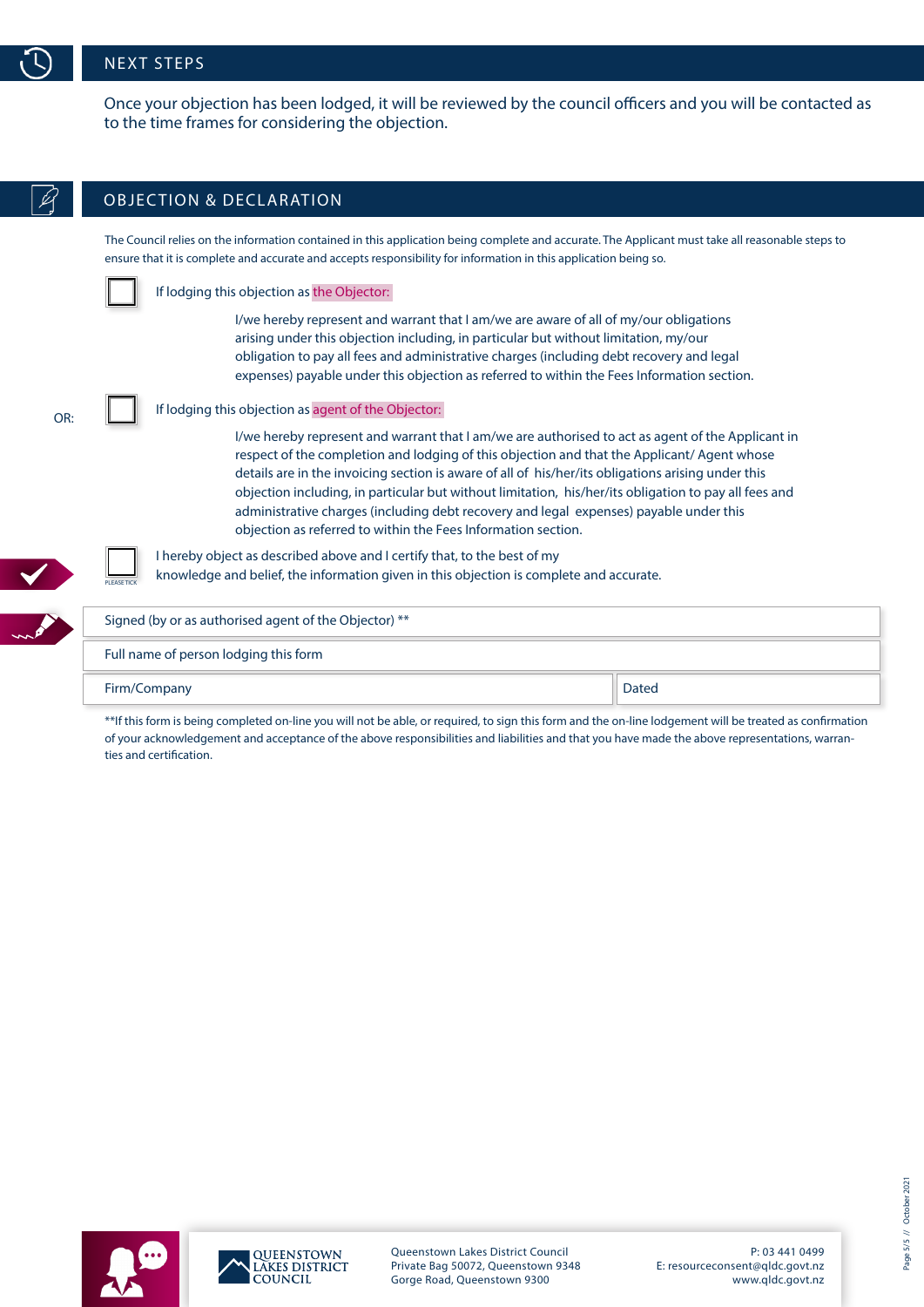## NEXT STEPS

Once your objection has been lodged, it will be reviewed by the council officers and you will be contacted as to the time frames for considering the objection.

## OBJECTION & DECLARATION

The Council relies on the information contained in this application being complete and accurate. The Applicant must take all reasonable steps to ensure that it is complete and accurate and accepts responsibility for information in this application being so.

☐ If lodging this objection as the Objector:

I/we hereby represent and warrant that I am/we are aware of all of my/our obligations arising under this objection including, in particular but without limitation, my/our obligation to pay all fees and administrative charges (including debt recovery and legal expenses) payable under this objection as referred to within the Fees Information section.

OR:

☐ If lodging this objection as agent of the Objector:

I/we hereby represent and warrant that I am/we are authorised to act as agent of the Applicant in respect of the completion and lodging of this objection and that the Applicant/ Agent whose details are in the invoicing section is aware of all of his/her/its obligations arising under this objection including, in particular but without limitation, his/her/its obligation to pay all fees and administrative charges (including debt recovery and legal expenses) payable under this objection as referred to within the Fees Information section.

☐ PLEASE TICK — I hereby object as described above and I certify that, to the best of my knowledge and belief, the information given in this objection is complete and accurate.

| | |
|---|---|
| Signed (by or as authorised agent of the Objector) ** | |
| Full name of person lodging this form | |
| Firm/Company | Dated |

**If this form is being completed on-line you will not be able, or required, to sign this form and the on-line lodgement will be treated as confirmation of your acknowledgement and acceptance of the above responsibilities and liabilities and that you have made the above representations, warranties and certification.

QUEENSTOWN LAKES DISTRICT COUNCIL

Queenstown Lakes District Council
Private Bag 50072, Queenstown 9348
Gorge Road, Queenstown 9300

P: 03 441 0499
E: resourceconsent@qldc.govt.nz
www.qldc.govt.nz